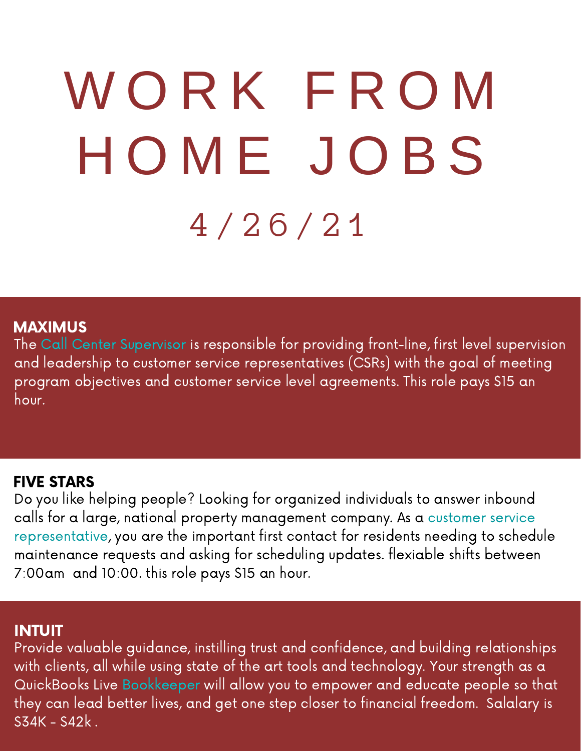# WORK FROM HOME JOBS

## 4/26/21

### MAXIMUS

The Call Center Supervisor is responsible for providing front-line, first level supervision and leadership to customer service representatives (CSRs) with the goal of meeting program objectives and customer service level agreements. This role pays $15 an hour.

### FIVE STARS

Do you like helping people? Looking for organized individuals to answer inbound calls for a large, national property management company. As a customer service representative, you are the important first contact for residents needing to schedule maintenance requests and asking for scheduling updates. flexiable shifts between 7:00am and 10:00. this role pays $15 an hour.

### INTUIT

Provide valuable guidance, instilling trust and confidence, and building relationships with clients, all while using state of the art tools and technology. Your strength as a QuickBooks Live Bookkeeper will allow you to empower and educate people so that they can lead better lives, and get one step closer to financial freedom. Salalary is $34K - $42k .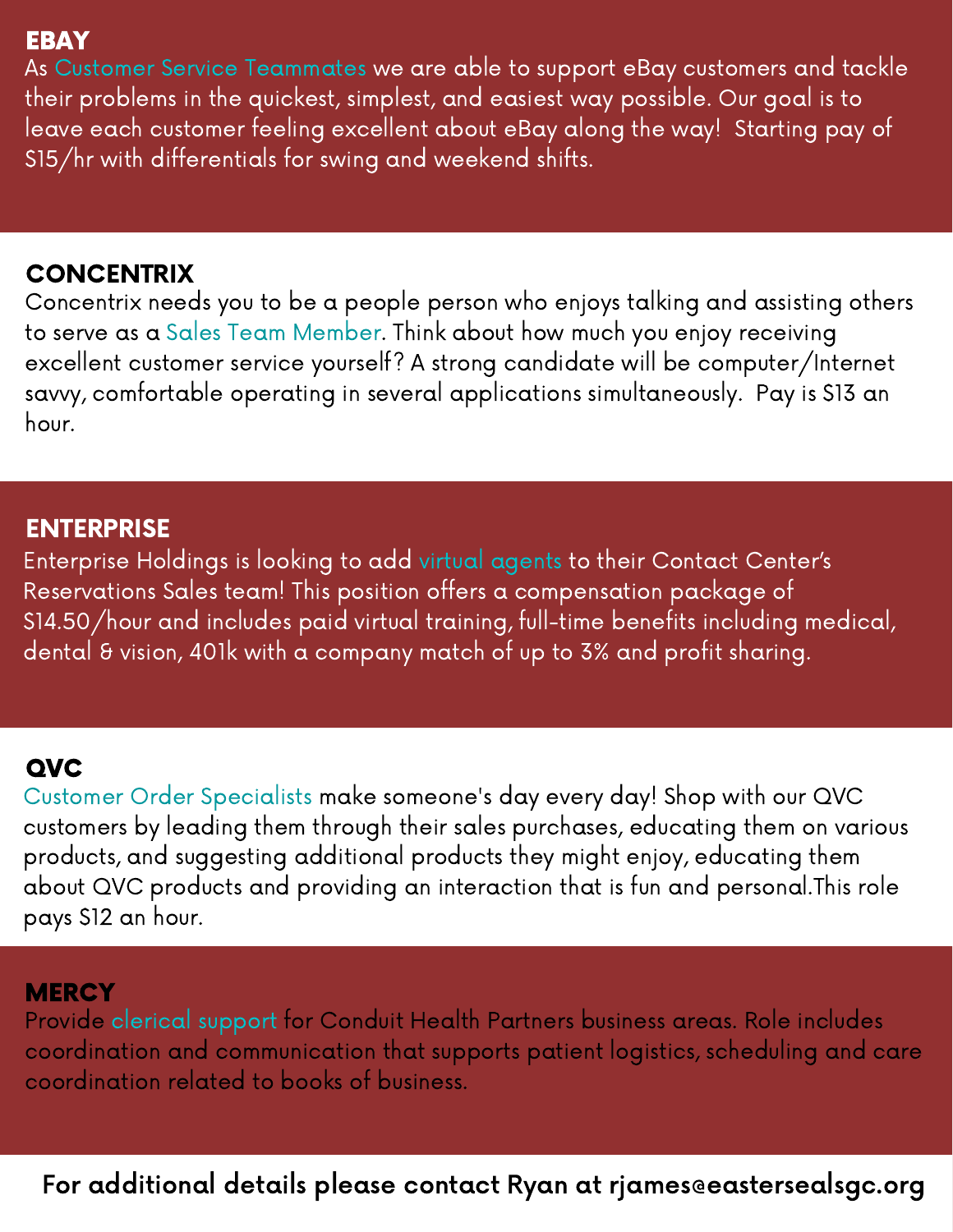## EBAY

As Customer Service Teammates we are able to support eBay customers and tackle their problems in the quickest, simplest, and easiest way possible. Our goal is to leave each customer feeling excellent about eBay along the way! Starting pay of $15/hr with differentials for swing and weekend shifts.

## CONCENTRIX

Concentrix needs you to be a people person who enjoys talking and assisting others to serve as a Sales Team Member. Think about how much you enjoy receiving excellent customer service yourself? A strong candidate will be computer/Internet savvy, comfortable operating in several applications simultaneously. Pay is $13 an hour.

## ENTERPRISE

Enterprise Holdings is looking to add virtual agents to their Contact Center's Reservations Sales team! This position offers a compensation package of $14.50/hour and includes paid virtual training, full-time benefits including medical, dental & vision, 401k with a company match of up to 3% and profit sharing.

## QVC

Customer Order Specialists make someone's day every day! Shop with our QVC customers by leading them through their sales purchases, educating them on various products, and suggesting additional products they might enjoy, educating them about QVC products and providing an interaction that is fun and personal.This role pays $12 an hour.

## MERCY

Provide clerical support for Conduit Health Partners business areas. Role includes coordination and communication that supports patient logistics, scheduling and care coordination related to books of business.

**For additional details please contact Ryan at rjames@eastersealsgc.org**